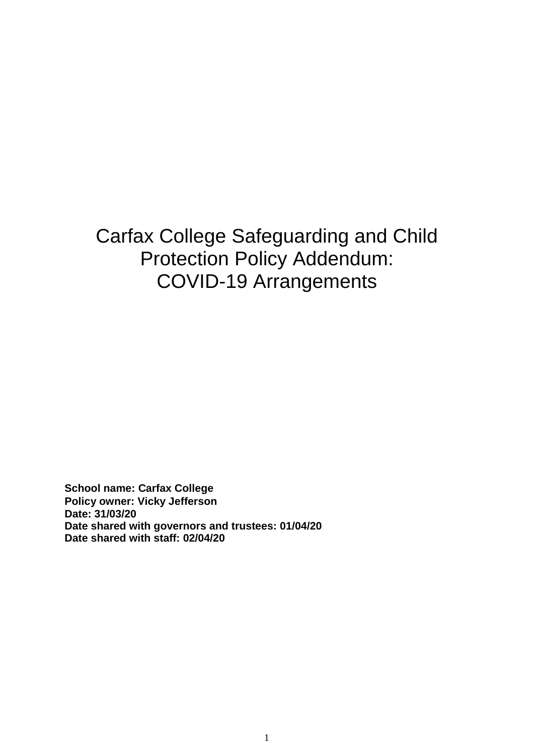# Carfax College Safeguarding and Child Protection Policy Addendum: COVID-19 Arrangements

**School name: Carfax College**
**Policy owner: Vicky Jefferson**
**Date: 31/03/20**
**Date shared with governors and trustees: 01/04/20**
**Date shared with staff: 02/04/20**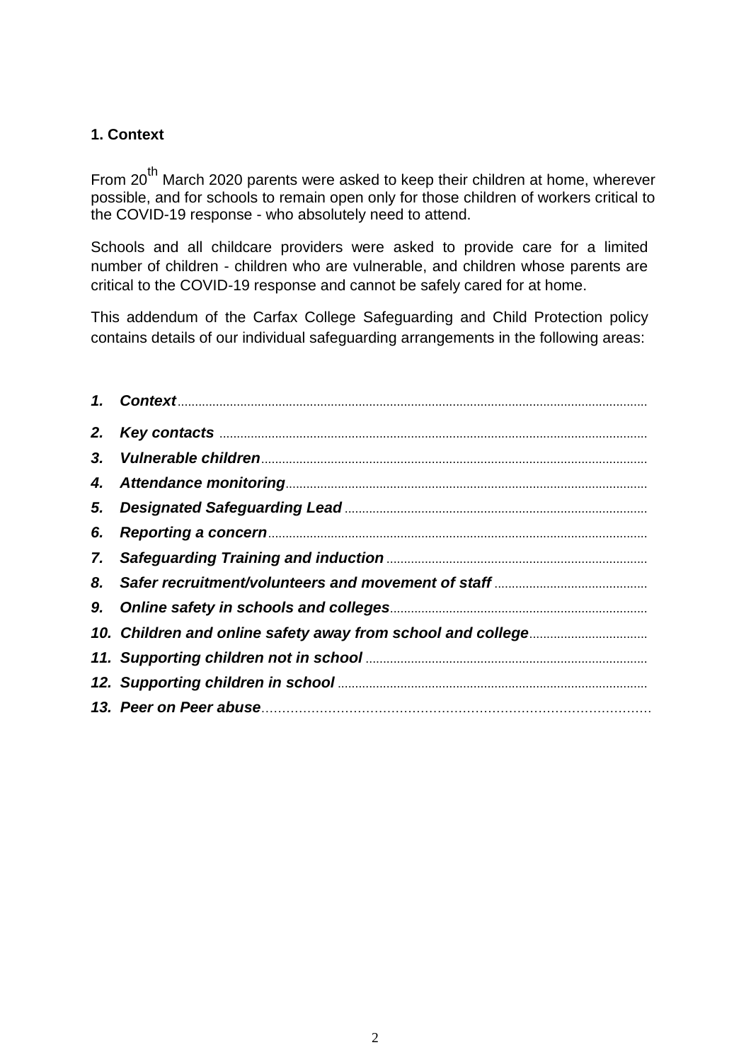## 1. Context

From 20th March 2020 parents were asked to keep their children at home, wherever possible, and for schools to remain open only for those children of workers critical to the COVID-19 response - who absolutely need to attend.

Schools and all childcare providers were asked to provide care for a limited number of children - children who are vulnerable, and children whose parents are critical to the COVID-19 response and cannot be safely cared for at home.

This addendum of the Carfax College Safeguarding and Child Protection policy contains details of our individual safeguarding arrangements in the following areas:

1. ***Context***
2. ***Key contacts***
3. ***Vulnerable children***
4. ***Attendance monitoring***
5. ***Designated Safeguarding Lead***
6. ***Reporting a concern***
7. ***Safeguarding Training and induction***
8. ***Safer recruitment/volunteers and movement of staff***
9. ***Online safety in schools and colleges***
10. ***Children and online safety away from school and college***
11. ***Supporting children not in school***
12. ***Supporting children in school***
13. ***Peer on Peer abuse***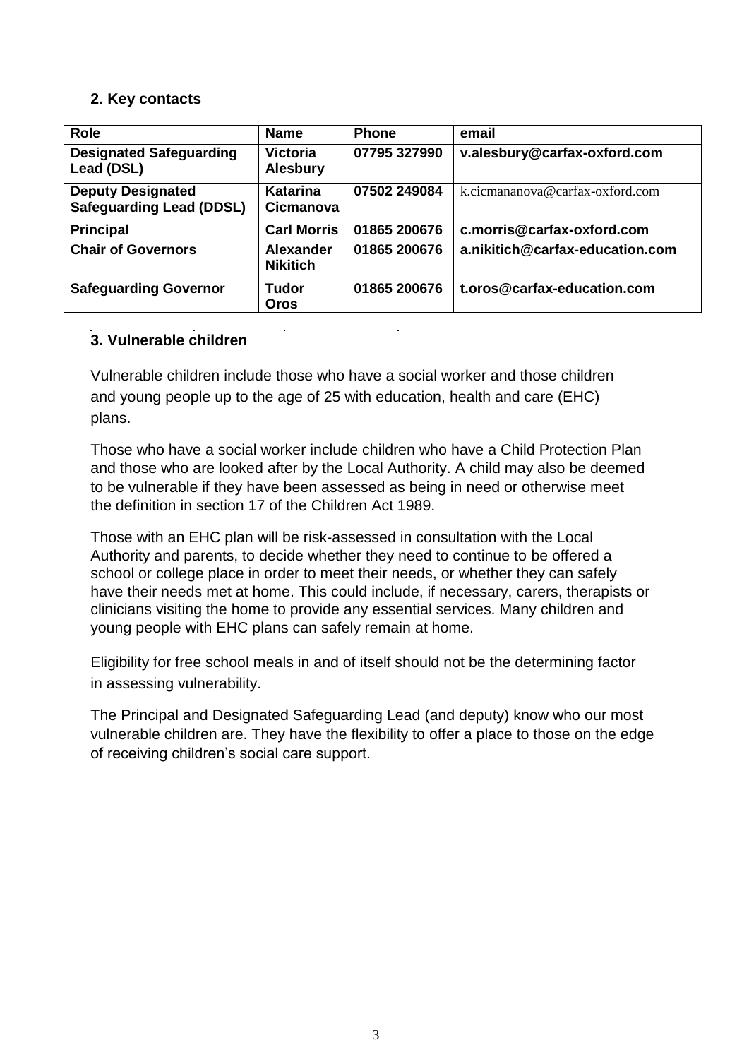## 2. Key contacts

| Role | Name | Phone | email |
|---|---|---|---|
| **Designated Safeguarding Lead (DSL)** | **Victoria Alesbury** | **07795 327990** | **v.alesbury@carfax-oxford.com** |
| **Deputy Designated Safeguarding Lead (DDSL)** | **Katarina Cicmanova** | **07502 249084** | k.cicmananova@carfax-oxford.com |
| **Principal** | **Carl Morris** | **01865 200676** | **c.morris@carfax-oxford.com** |
| **Chair of Governors** | **Alexander Nikitich** | **01865 200676** | **a.nikitich@carfax-education.com** |
| **Safeguarding Governor** | **Tudor Oros** | **01865 200676** | **t.oros@carfax-education.com** |

## 3. Vulnerable children

Vulnerable children include those who have a social worker and those children and young people up to the age of 25 with education, health and care (EHC) plans.

Those who have a social worker include children who have a Child Protection Plan and those who are looked after by the Local Authority. A child may also be deemed to be vulnerable if they have been assessed as being in need or otherwise meet the definition in section 17 of the Children Act 1989.

Those with an EHC plan will be risk-assessed in consultation with the Local Authority and parents, to decide whether they need to continue to be offered a school or college place in order to meet their needs, or whether they can safely have their needs met at home. This could include, if necessary, carers, therapists or clinicians visiting the home to provide any essential services. Many children and young people with EHC plans can safely remain at home.

Eligibility for free school meals in and of itself should not be the determining factor in assessing vulnerability.

The Principal and Designated Safeguarding Lead (and deputy) know who our most vulnerable children are. They have the flexibility to offer a place to those on the edge of receiving children's social care support.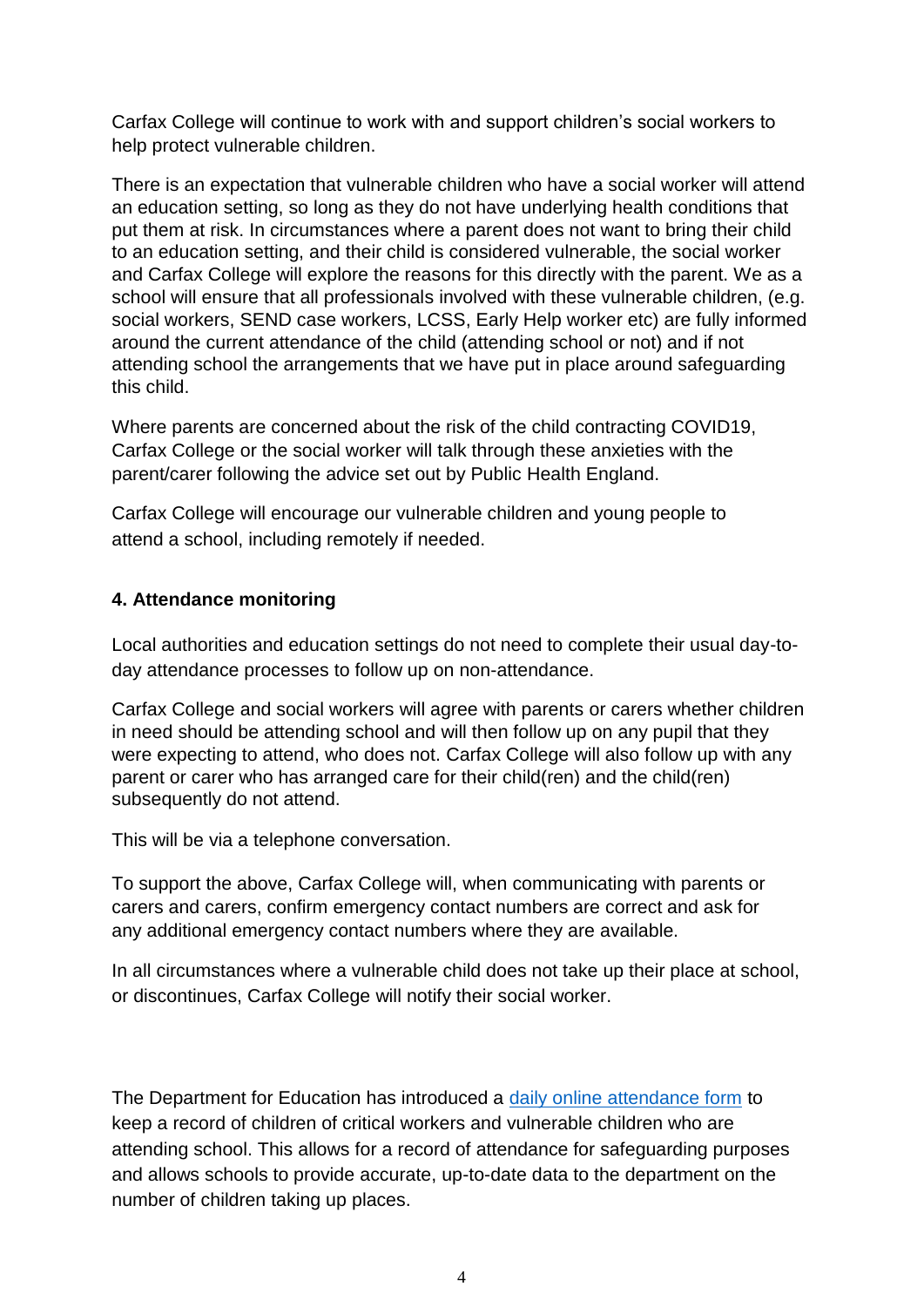Carfax College will continue to work with and support children's social workers to help protect vulnerable children.

There is an expectation that vulnerable children who have a social worker will attend an education setting, so long as they do not have underlying health conditions that put them at risk. In circumstances where a parent does not want to bring their child to an education setting, and their child is considered vulnerable, the social worker and Carfax College will explore the reasons for this directly with the parent. We as a school will ensure that all professionals involved with these vulnerable children, (e.g. social workers, SEND case workers, LCSS, Early Help worker etc) are fully informed around the current attendance of the child (attending school or not) and if not attending school the arrangements that we have put in place around safeguarding this child.

Where parents are concerned about the risk of the child contracting COVID19, Carfax College or the social worker will talk through these anxieties with the parent/carer following the advice set out by Public Health England.

Carfax College will encourage our vulnerable children and young people to attend a school, including remotely if needed.

**4. Attendance monitoring**

Local authorities and education settings do not need to complete their usual day-to-day attendance processes to follow up on non-attendance.

Carfax College and social workers will agree with parents or carers whether children in need should be attending school and will then follow up on any pupil that they were expecting to attend, who does not. Carfax College will also follow up with any parent or carer who has arranged care for their child(ren) and the child(ren) subsequently do not attend.

This will be via a telephone conversation.

To support the above, Carfax College will, when communicating with parents or carers and carers, confirm emergency contact numbers are correct and ask for any additional emergency contact numbers where they are available.

In all circumstances where a vulnerable child does not take up their place at school, or discontinues, Carfax College will notify their social worker.

The Department for Education has introduced a daily online attendance form to keep a record of children of critical workers and vulnerable children who are attending school. This allows for a record of attendance for safeguarding purposes and allows schools to provide accurate, up-to-date data to the department on the number of children taking up places.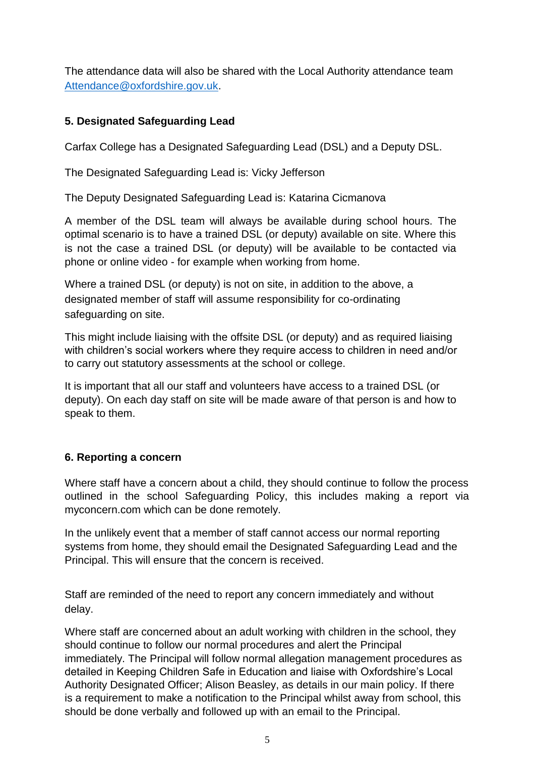The attendance data will also be shared with the Local Authority attendance team Attendance@oxfordshire.gov.uk.

## 5. Designated Safeguarding Lead

Carfax College has a Designated Safeguarding Lead (DSL) and a Deputy DSL.

The Designated Safeguarding Lead is: Vicky Jefferson

The Deputy Designated Safeguarding Lead is: Katarina Cicmanova

A member of the DSL team will always be available during school hours. The optimal scenario is to have a trained DSL (or deputy) available on site. Where this is not the case a trained DSL (or deputy) will be available to be contacted via phone or online video - for example when working from home.

Where a trained DSL (or deputy) is not on site, in addition to the above, a designated member of staff will assume responsibility for co-ordinating safeguarding on site.

This might include liaising with the offsite DSL (or deputy) and as required liaising with children's social workers where they require access to children in need and/or to carry out statutory assessments at the school or college.

It is important that all our staff and volunteers have access to a trained DSL (or deputy). On each day staff on site will be made aware of that person is and how to speak to them.

## 6. Reporting a concern

Where staff have a concern about a child, they should continue to follow the process outlined in the school Safeguarding Policy, this includes making a report via myconcern.com which can be done remotely.

In the unlikely event that a member of staff cannot access our normal reporting systems from home, they should email the Designated Safeguarding Lead and the Principal. This will ensure that the concern is received.

Staff are reminded of the need to report any concern immediately and without delay.

Where staff are concerned about an adult working with children in the school, they should continue to follow our normal procedures and alert the Principal immediately. The Principal will follow normal allegation management procedures as detailed in Keeping Children Safe in Education and liaise with Oxfordshire's Local Authority Designated Officer; Alison Beasley, as details in our main policy. If there is a requirement to make a notification to the Principal whilst away from school, this should be done verbally and followed up with an email to the Principal.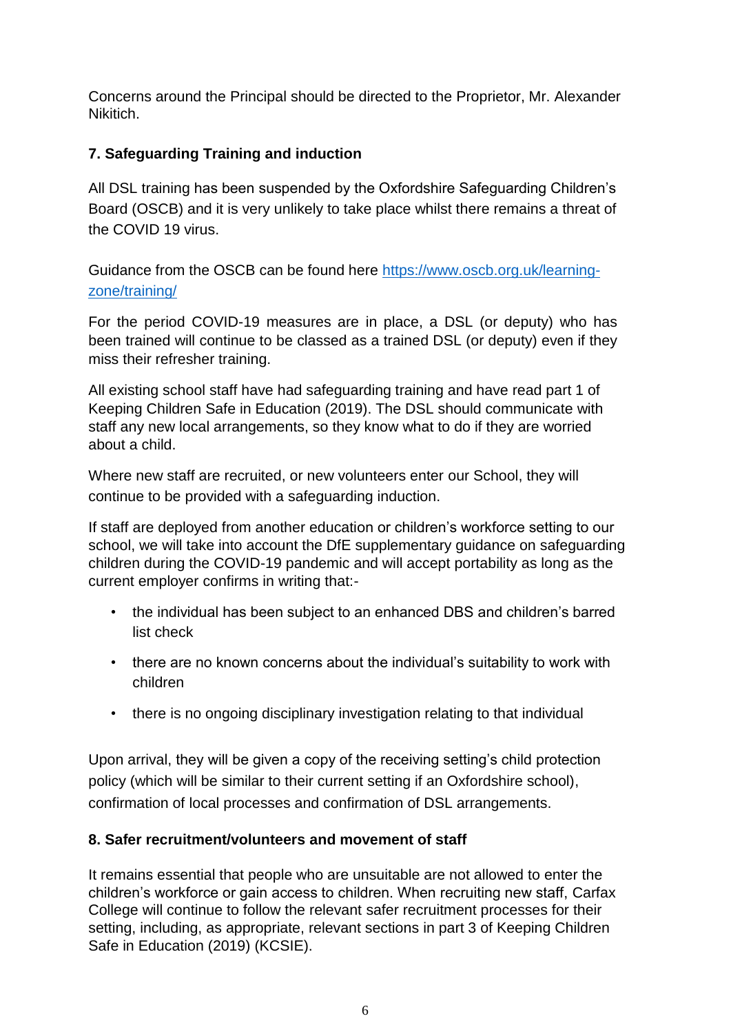Concerns around the Principal should be directed to the Proprietor, Mr. Alexander Nikitich.

## 7. Safeguarding Training and induction

All DSL training has been suspended by the Oxfordshire Safeguarding Children's Board (OSCB) and it is very unlikely to take place whilst there remains a threat of the COVID 19 virus.

Guidance from the OSCB can be found here [https://www.oscb.org.uk/learning-zone/training/](https://www.oscb.org.uk/learning-zone/training/)

For the period COVID-19 measures are in place, a DSL (or deputy) who has been trained will continue to be classed as a trained DSL (or deputy) even if they miss their refresher training.

All existing school staff have had safeguarding training and have read part 1 of Keeping Children Safe in Education (2019). The DSL should communicate with staff any new local arrangements, so they know what to do if they are worried about a child.

Where new staff are recruited, or new volunteers enter our School, they will continue to be provided with a safeguarding induction.

If staff are deployed from another education or children's workforce setting to our school, we will take into account the DfE supplementary guidance on safeguarding children during the COVID-19 pandemic and will accept portability as long as the current employer confirms in writing that:-

- the individual has been subject to an enhanced DBS and children's barred list check
- there are no known concerns about the individual's suitability to work with children
- there is no ongoing disciplinary investigation relating to that individual

Upon arrival, they will be given a copy of the receiving setting's child protection policy (which will be similar to their current setting if an Oxfordshire school), confirmation of local processes and confirmation of DSL arrangements.

## 8. Safer recruitment/volunteers and movement of staff

It remains essential that people who are unsuitable are not allowed to enter the children's workforce or gain access to children. When recruiting new staff, Carfax College will continue to follow the relevant safer recruitment processes for their setting, including, as appropriate, relevant sections in part 3 of Keeping Children Safe in Education (2019) (KCSIE).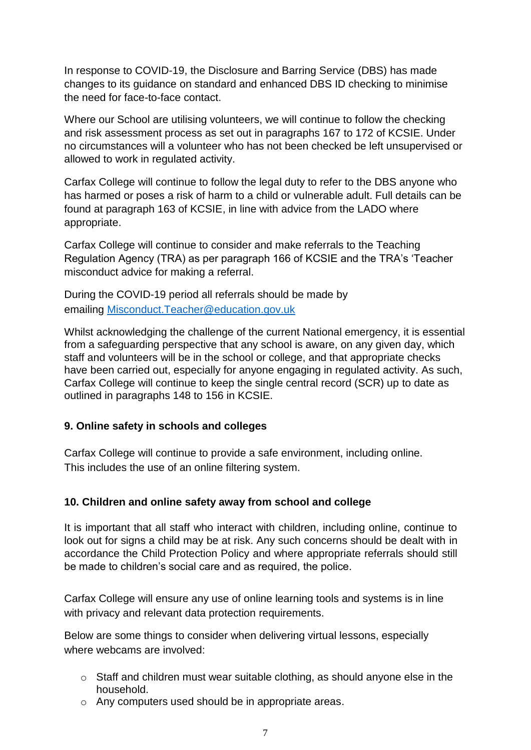In response to COVID-19, the Disclosure and Barring Service (DBS) has made changes to its guidance on standard and enhanced DBS ID checking to minimise the need for face-to-face contact.

Where our School are utilising volunteers, we will continue to follow the checking and risk assessment process as set out in paragraphs 167 to 172 of KCSIE. Under no circumstances will a volunteer who has not been checked be left unsupervised or allowed to work in regulated activity.

Carfax College will continue to follow the legal duty to refer to the DBS anyone who has harmed or poses a risk of harm to a child or vulnerable adult. Full details can be found at paragraph 163 of KCSIE, in line with advice from the LADO where appropriate.

Carfax College will continue to consider and make referrals to the Teaching Regulation Agency (TRA) as per paragraph 166 of KCSIE and the TRA's 'Teacher misconduct advice for making a referral.

During the COVID-19 period all referrals should be made by emailing [Misconduct.Teacher@education.gov.uk](mailto:Misconduct.Teacher@education.gov.uk)

Whilst acknowledging the challenge of the current National emergency, it is essential from a safeguarding perspective that any school is aware, on any given day, which staff and volunteers will be in the school or college, and that appropriate checks have been carried out, especially for anyone engaging in regulated activity. As such, Carfax College will continue to keep the single central record (SCR) up to date as outlined in paragraphs 148 to 156 in KCSIE.

### 9. Online safety in schools and colleges

Carfax College will continue to provide a safe environment, including online. This includes the use of an online filtering system.

### 10. Children and online safety away from school and college

It is important that all staff who interact with children, including online, continue to look out for signs a child may be at risk. Any such concerns should be dealt with in accordance the Child Protection Policy and where appropriate referrals should still be made to children's social care and as required, the police.

Carfax College will ensure any use of online learning tools and systems is in line with privacy and relevant data protection requirements.

Below are some things to consider when delivering virtual lessons, especially where webcams are involved:

- Staff and children must wear suitable clothing, as should anyone else in the household.
- Any computers used should be in appropriate areas.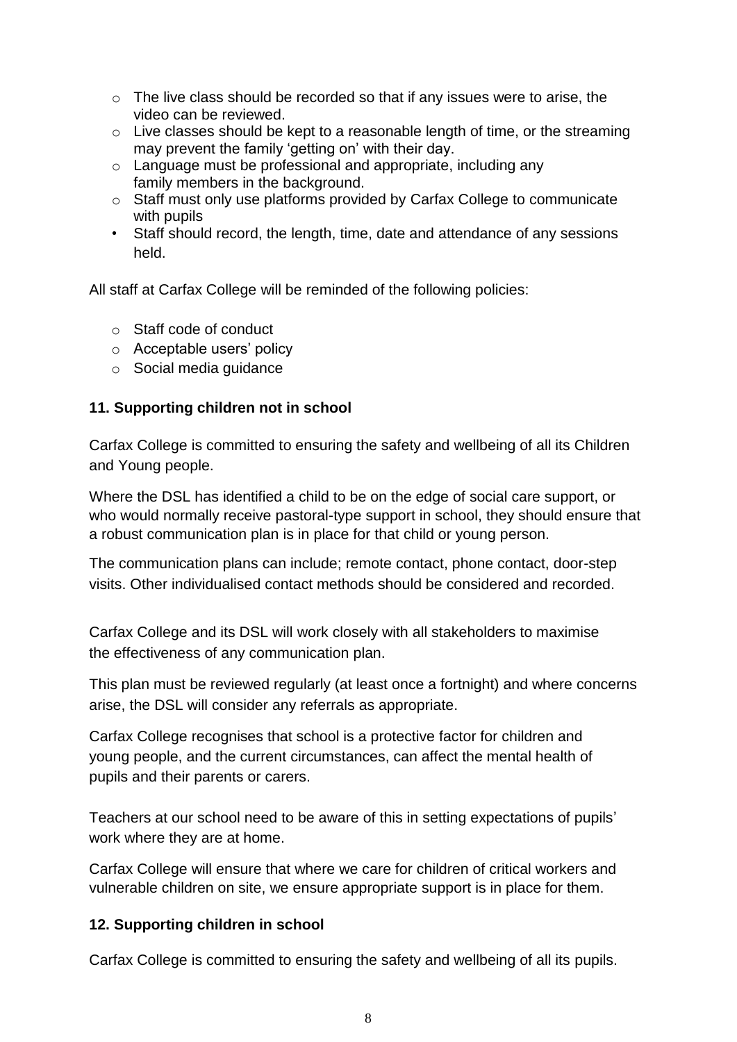- The live class should be recorded so that if any issues were to arise, the video can be reviewed.
- Live classes should be kept to a reasonable length of time, or the streaming may prevent the family 'getting on' with their day.
- Language must be professional and appropriate, including any family members in the background.
- Staff must only use platforms provided by Carfax College to communicate with pupils
- Staff should record, the length, time, date and attendance of any sessions held.

All staff at Carfax College will be reminded of the following policies:

- Staff code of conduct
- Acceptable users' policy
- Social media guidance

### 11. Supporting children not in school

Carfax College is committed to ensuring the safety and wellbeing of all its Children and Young people.

Where the DSL has identified a child to be on the edge of social care support, or who would normally receive pastoral-type support in school, they should ensure that a robust communication plan is in place for that child or young person.

The communication plans can include; remote contact, phone contact, door-step visits. Other individualised contact methods should be considered and recorded.

Carfax College and its DSL will work closely with all stakeholders to maximise the effectiveness of any communication plan.

This plan must be reviewed regularly (at least once a fortnight) and where concerns arise, the DSL will consider any referrals as appropriate.

Carfax College recognises that school is a protective factor for children and young people, and the current circumstances, can affect the mental health of pupils and their parents or carers.

Teachers at our school need to be aware of this in setting expectations of pupils' work where they are at home.

Carfax College will ensure that where we care for children of critical workers and vulnerable children on site, we ensure appropriate support is in place for them.

### 12. Supporting children in school

Carfax College is committed to ensuring the safety and wellbeing of all its pupils.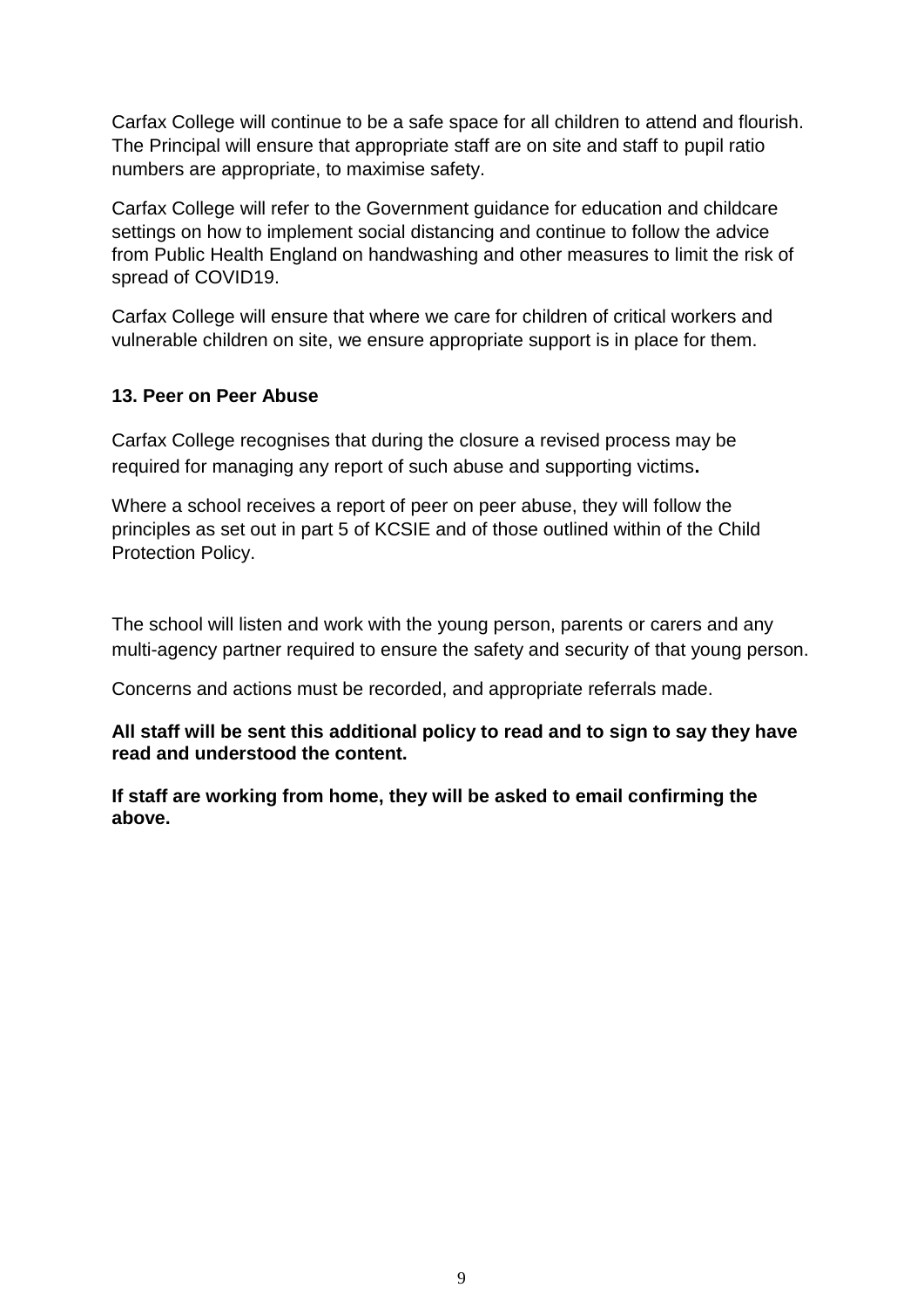Carfax College will continue to be a safe space for all children to attend and flourish. The Principal will ensure that appropriate staff are on site and staff to pupil ratio numbers are appropriate, to maximise safety.

Carfax College will refer to the Government guidance for education and childcare settings on how to implement social distancing and continue to follow the advice from Public Health England on handwashing and other measures to limit the risk of spread of COVID19.

Carfax College will ensure that where we care for children of critical workers and vulnerable children on site, we ensure appropriate support is in place for them.

### 13. Peer on Peer Abuse

Carfax College recognises that during the closure a revised process may be required for managing any report of such abuse and supporting victims**.**

Where a school receives a report of peer on peer abuse, they will follow the principles as set out in part 5 of KCSIE and of those outlined within of the Child Protection Policy.

The school will listen and work with the young person, parents or carers and any multi-agency partner required to ensure the safety and security of that young person.

Concerns and actions must be recorded, and appropriate referrals made.

**All staff will be sent this additional policy to read and to sign to say they have read and understood the content.**

**If staff are working from home, they will be asked to email confirming the above.**